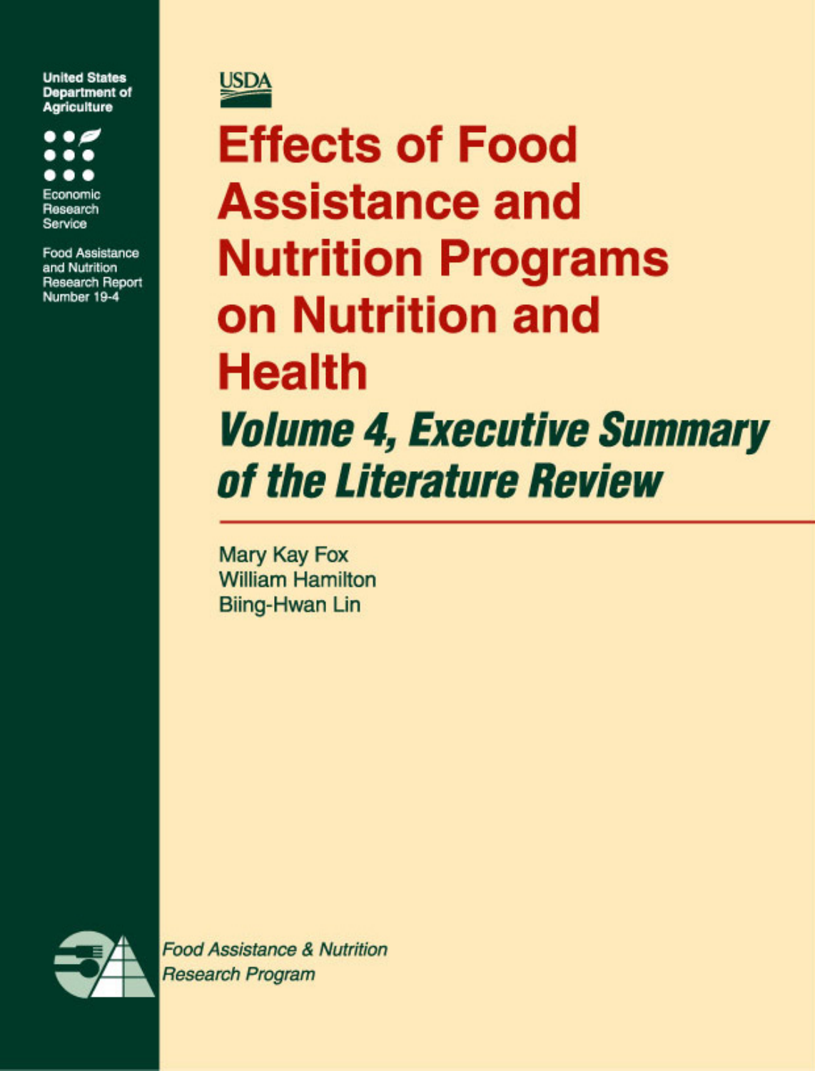United States Department of Agriculture

Economic Research Service

Food Assistance and Nutrition Research Report Number 19-4

USDA

# Effects of Food Assistance and Nutrition Programs on Nutrition and Health

## *Volume 4, Executive Summary of the Literature Review*

Mary Kay Fox
William Hamilton
Biing-Hwan Lin

*Food Assistance & Nutrition Research Program*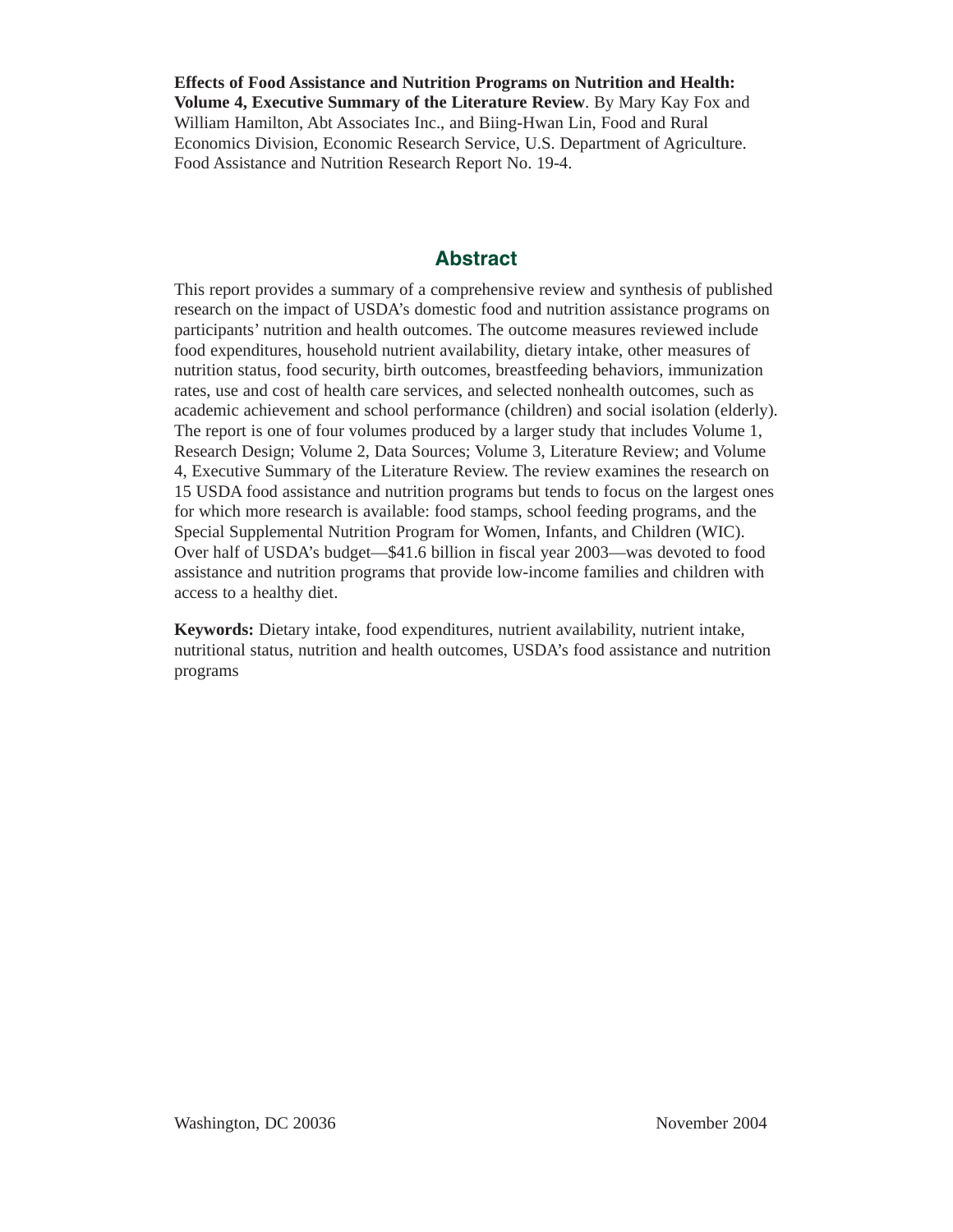**Effects of Food Assistance and Nutrition Programs on Nutrition and Health: Volume 4, Executive Summary of the Literature Review**. By Mary Kay Fox and William Hamilton, Abt Associates Inc., and Biing-Hwan Lin, Food and Rural Economics Division, Economic Research Service, U.S. Department of Agriculture. Food Assistance and Nutrition Research Report No. 19-4.

## Abstract

This report provides a summary of a comprehensive review and synthesis of published research on the impact of USDA's domestic food and nutrition assistance programs on participants' nutrition and health outcomes. The outcome measures reviewed include food expenditures, household nutrient availability, dietary intake, other measures of nutrition status, food security, birth outcomes, breastfeeding behaviors, immunization rates, use and cost of health care services, and selected nonhealth outcomes, such as academic achievement and school performance (children) and social isolation (elderly). The report is one of four volumes produced by a larger study that includes Volume 1, Research Design; Volume 2, Data Sources; Volume 3, Literature Review; and Volume 4, Executive Summary of the Literature Review. The review examines the research on 15 USDA food assistance and nutrition programs but tends to focus on the largest ones for which more research is available: food stamps, school feeding programs, and the Special Supplemental Nutrition Program for Women, Infants, and Children (WIC). Over half of USDA's budget—$41.6 billion in fiscal year 2003—was devoted to food assistance and nutrition programs that provide low-income families and children with access to a healthy diet.

**Keywords:** Dietary intake, food expenditures, nutrient availability, nutrient intake, nutritional status, nutrition and health outcomes, USDA's food assistance and nutrition programs

Washington, DC 20036 November 2004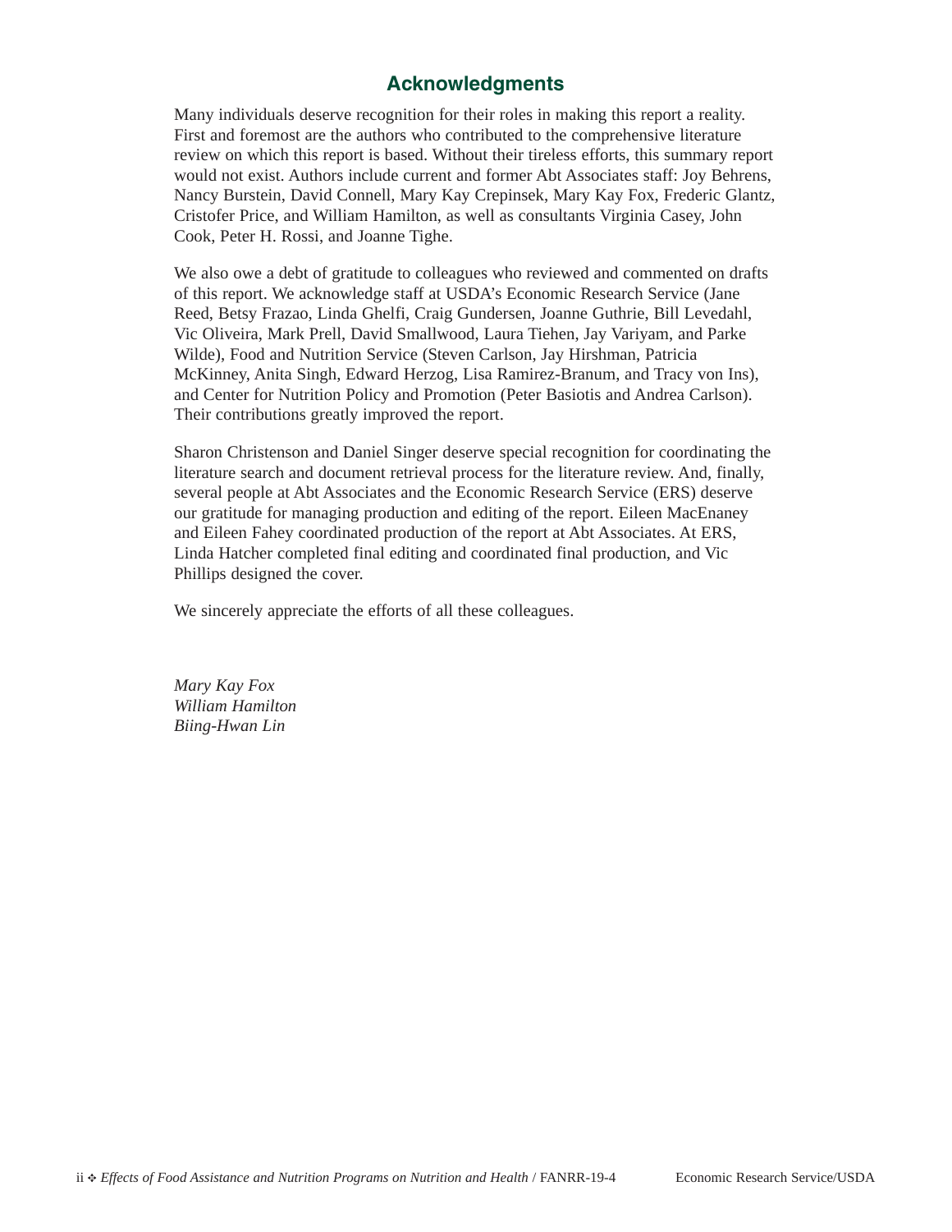## Acknowledgments

Many individuals deserve recognition for their roles in making this report a reality. First and foremost are the authors who contributed to the comprehensive literature review on which this report is based. Without their tireless efforts, this summary report would not exist. Authors include current and former Abt Associates staff: Joy Behrens, Nancy Burstein, David Connell, Mary Kay Crepinsek, Mary Kay Fox, Frederic Glantz, Cristofer Price, and William Hamilton, as well as consultants Virginia Casey, John Cook, Peter H. Rossi, and Joanne Tighe.

We also owe a debt of gratitude to colleagues who reviewed and commented on drafts of this report. We acknowledge staff at USDA's Economic Research Service (Jane Reed, Betsy Frazao, Linda Ghelfi, Craig Gundersen, Joanne Guthrie, Bill Levedahl, Vic Oliveira, Mark Prell, David Smallwood, Laura Tiehen, Jay Variyam, and Parke Wilde), Food and Nutrition Service (Steven Carlson, Jay Hirshman, Patricia McKinney, Anita Singh, Edward Herzog, Lisa Ramirez-Branum, and Tracy von Ins), and Center for Nutrition Policy and Promotion (Peter Basiotis and Andrea Carlson). Their contributions greatly improved the report.

Sharon Christenson and Daniel Singer deserve special recognition for coordinating the literature search and document retrieval process for the literature review. And, finally, several people at Abt Associates and the Economic Research Service (ERS) deserve our gratitude for managing production and editing of the report. Eileen MacEnaney and Eileen Fahey coordinated production of the report at Abt Associates. At ERS, Linda Hatcher completed final editing and coordinated final production, and Vic Phillips designed the cover.

We sincerely appreciate the efforts of all these colleagues.

*Mary Kay Fox*
*William Hamilton*
*Biing-Hwan Lin*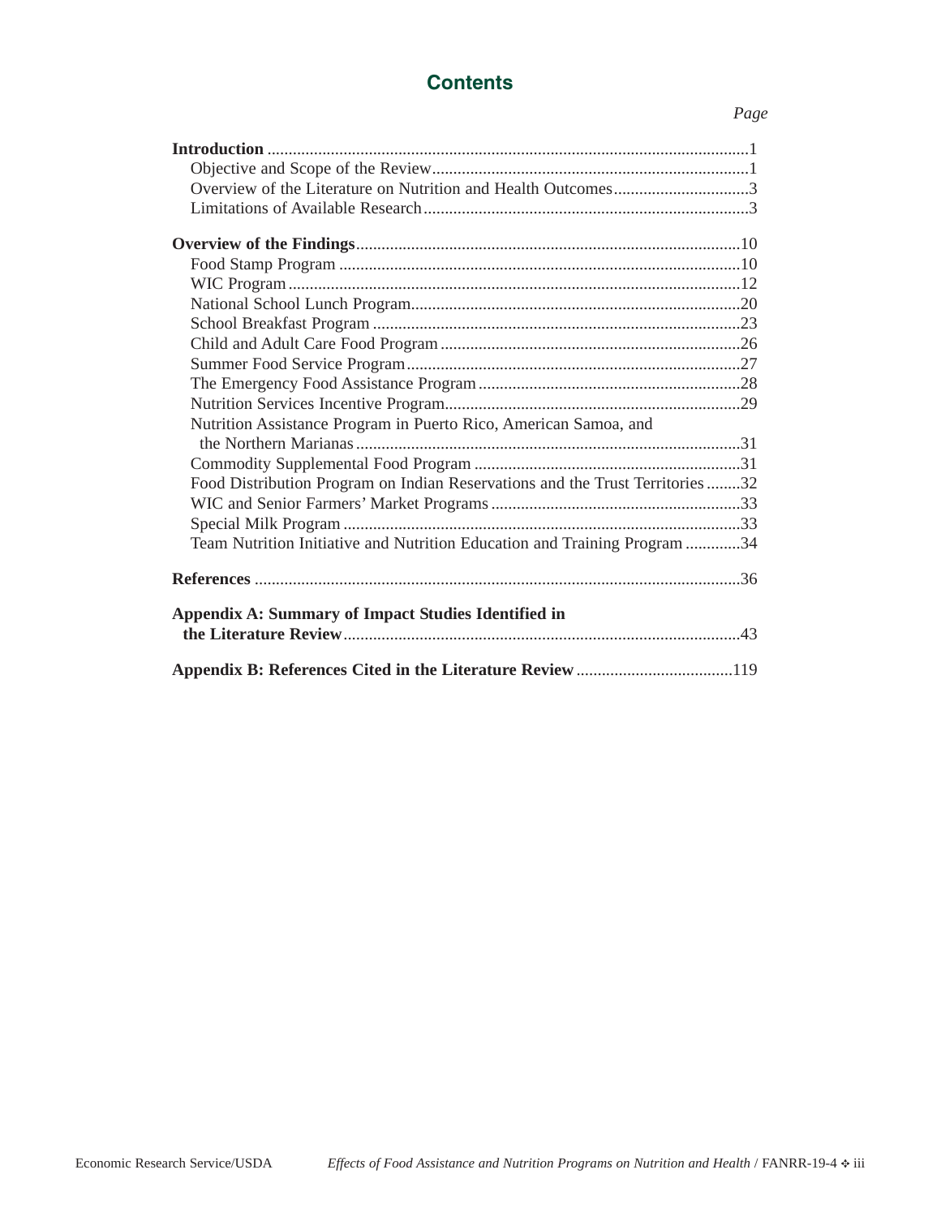# Contents

*Page*

**Introduction** .......................................................................................................1

Objective and Scope of the Review..........................................................................1

Overview of the Literature on Nutrition and Health Outcomes................................3

Limitations of Available Research............................................................................3

**Overview of the Findings**...........................................................................................10

Food Stamp Program ..............................................................................................10

WIC Program ..........................................................................................................12

National School Lunch Program.............................................................................20

School Breakfast Program ......................................................................................23

Child and Adult Care Food Program ......................................................................26

Summer Food Service Program..............................................................................27

The Emergency Food Assistance Program .............................................................28

Nutrition Services Incentive Program.....................................................................29

Nutrition Assistance Program in Puerto Rico, American Samoa, and the Northern Marianas ..........................................................................................31

Commodity Supplemental Food Program ...............................................................31

Food Distribution Program on Indian Reservations and the Trust Territories ........32

WIC and Senior Farmers' Market Programs ...........................................................33

Special Milk Program .............................................................................................33

Team Nutrition Initiative and Nutrition Education and Training Program .............34

**References** ..................................................................................................................36

**Appendix A: Summary of Impact Studies Identified in the Literature Review**.............................................................................................43

**Appendix B: References Cited in the Literature Review** ....................................119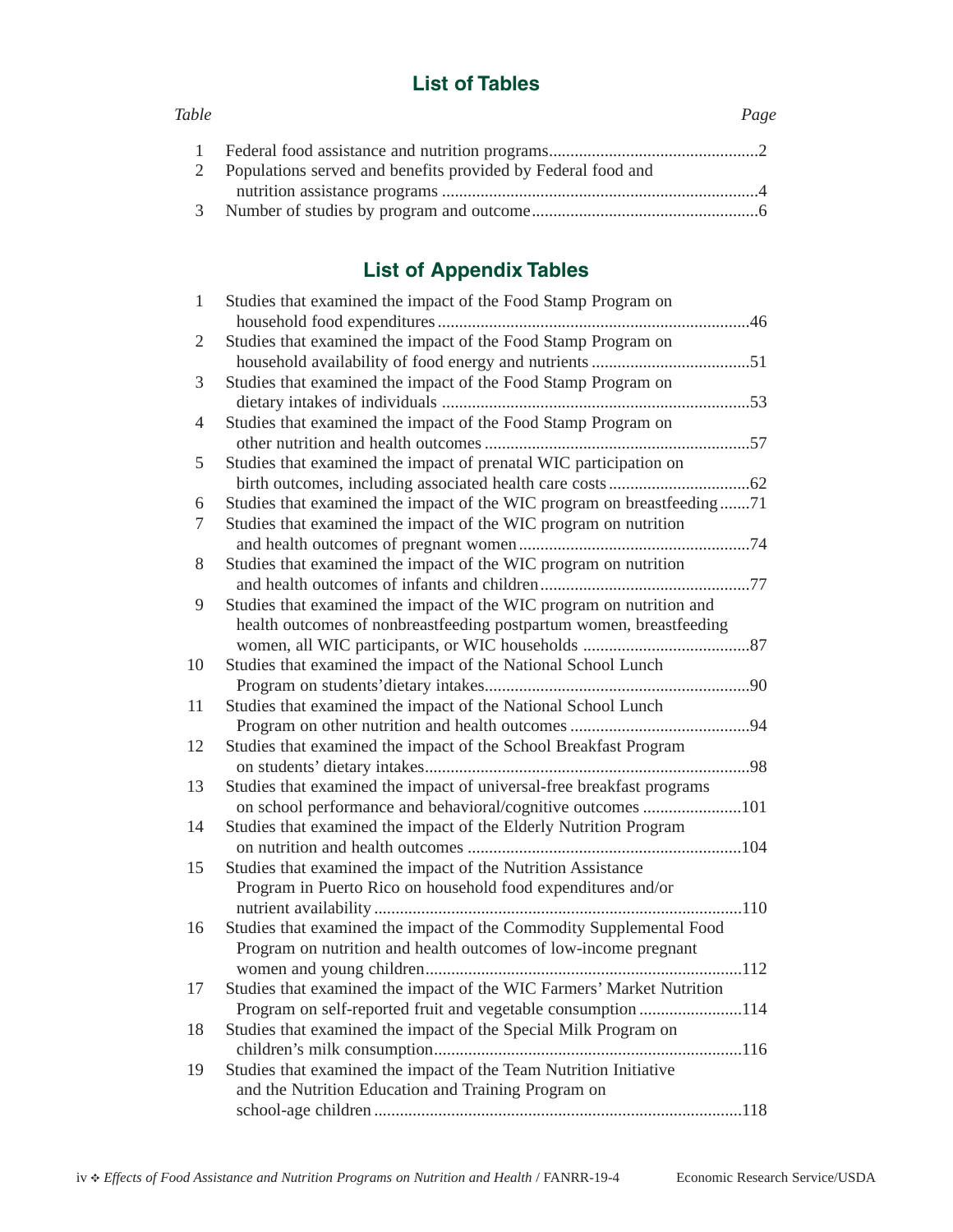## List of Tables

| Table | | Page |
|---|---|---|
| 1 | Federal food assistance and nutrition programs | 2 |
| 2 | Populations served and benefits provided by Federal food and nutrition assistance programs | 4 |
| 3 | Number of studies by program and outcome | 6 |

## List of Appendix Tables

| | | |
|---|---|---|
| 1 | Studies that examined the impact of the Food Stamp Program on household food expenditures | 46 |
| 2 | Studies that examined the impact of the Food Stamp Program on household availability of food energy and nutrients | 51 |
| 3 | Studies that examined the impact of the Food Stamp Program on dietary intakes of individuals | 53 |
| 4 | Studies that examined the impact of the Food Stamp Program on other nutrition and health outcomes | 57 |
| 5 | Studies that examined the impact of prenatal WIC participation on birth outcomes, including associated health care costs | 62 |
| 6 | Studies that examined the impact of the WIC program on breastfeeding | 71 |
| 7 | Studies that examined the impact of the WIC program on nutrition and health outcomes of pregnant women | 74 |
| 8 | Studies that examined the impact of the WIC program on nutrition and health outcomes of infants and children | 77 |
| 9 | Studies that examined the impact of the WIC program on nutrition and health outcomes of nonbreastfeeding postpartum women, breastfeeding women, all WIC participants, or WIC households | 87 |
| 10 | Studies that examined the impact of the National School Lunch Program on students' dietary intakes | 90 |
| 11 | Studies that examined the impact of the National School Lunch Program on other nutrition and health outcomes | 94 |
| 12 | Studies that examined the impact of the School Breakfast Program on students' dietary intakes | 98 |
| 13 | Studies that examined the impact of universal-free breakfast programs on school performance and behavioral/cognitive outcomes | 101 |
| 14 | Studies that examined the impact of the Elderly Nutrition Program on nutrition and health outcomes | 104 |
| 15 | Studies that examined the impact of the Nutrition Assistance Program in Puerto Rico on household food expenditures and/or nutrient availability | 110 |
| 16 | Studies that examined the impact of the Commodity Supplemental Food Program on nutrition and health outcomes of low-income pregnant women and young children | 112 |
| 17 | Studies that examined the impact of the WIC Farmers' Market Nutrition Program on self-reported fruit and vegetable consumption | 114 |
| 18 | Studies that examined the impact of the Special Milk Program on children's milk consumption | 116 |
| 19 | Studies that examined the impact of the Team Nutrition Initiative and the Nutrition Education and Training Program on school-age children | 118 |